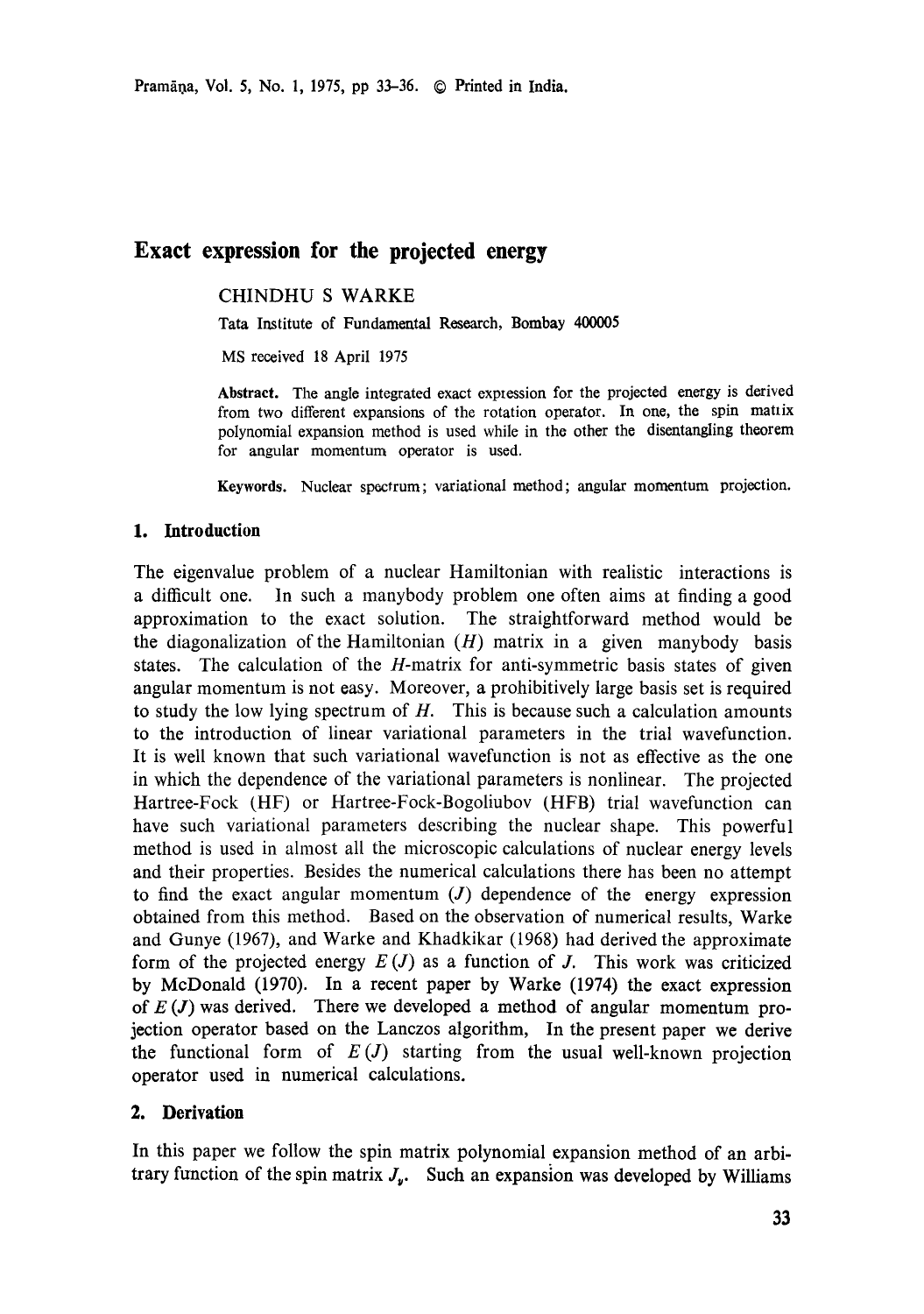# Exact expression for the projected energy

CHINDHU S WARKE

Tata Institute of Fundamental Research, Bombay 400005

MS received 18 April 1975

**Abstract.** The angle integrated exact expression for the projected energy is derived from two different expansions of the rotation operator. In one, the spin matrix polynomial expansion method is used while in the other the disentangling theorem for angular momentum operator is used.

**Keywords.** Nuclear spectrum; variational method; angular momentum projection.

## 1. Introduction

The eigenvalue problem of a nuclear Hamiltonian with realistic interactions is a difficult one. In such a manybody problem one often aims at finding a good approximation to the exact solution. The straightforward method would be the diagonalization of the Hamiltonian ($H$) matrix in a given manybody basis states. The calculation of the $H$-matrix for anti-symmetric basis states of given angular momentum is not easy. Moreover, a prohibitively large basis set is required to study the low lying spectrum of $H$. This is because such a calculation amounts to the introduction of linear variational parameters in the trial wavefunction. It is well known that such variational wavefunction is not as effective as the one in which the dependence of the variational parameters is nonlinear. The projected Hartree-Fock (HF) or Hartree-Fock-Bogoliubov (HFB) trial wavefunction can have such variational parameters describing the nuclear shape. This powerful method is used in almost all the microscopic calculations of nuclear energy levels and their properties. Besides the numerical calculations there has been no attempt to find the exact angular momentum ($J$) dependence of the energy expression obtained from this method. Based on the observation of numerical results, Warke and Gunye (1967), and Warke and Khadkikar (1968) had derived the approximate form of the projected energy $E(J)$ as a function of $J$. This work was criticized by McDonald (1970). In a recent paper by Warke (1974) the exact expression of $E(J)$ was derived. There we developed a method of angular momentum projection operator based on the Lanczos algorithm, In the present paper we derive the functional form of $E(J)$ starting from the usual well-known projection operator used in numerical calculations.

## 2. Derivation

In this paper we follow the spin matrix polynomial expansion method of an arbitrary function of the spin matrix $J_y$. Such an expansion was developed by Williams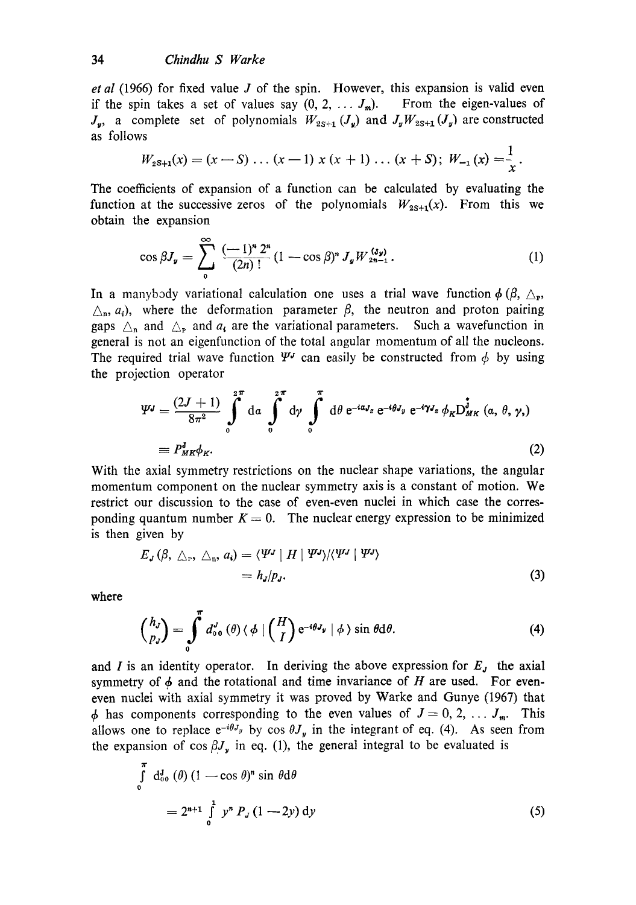*et al* (1966) for fixed value $J$ of the spin. However, this expansion is valid even if the spin takes a set of values say $(0, 2, \ldots J_m)$. From the eigen-values of $J_y$, a complete set of polynomials $W_{2S+1}(J_y)$ and $J_y W_{2S+1}(J_y)$ are constructed as follows

$$W_{2S+1}(x) = (x - S) \ldots (x - 1)\, x\, (x + 1) \ldots (x + S); \; W_{-1}(x) = \frac{1}{x}.$$

The coefficients of expansion of a function can be calculated by evaluating the function at the successive zeros of the polynomials $W_{2S+1}(x)$. From this we obtain the expansion

$$\cos \beta J_y = \sum_{0}^{\infty} \frac{(-1)^n 2^n}{(2n)!} (1 - \cos \beta)^n J_y W_{2n-1}^{(J_y)}. \tag{1}$$

In a manybody variational calculation one uses a trial wave function $\phi(\beta, \triangle_p, \triangle_n, a_i)$, where the deformation parameter $\beta$, the neutron and proton pairing gaps $\triangle_n$ and $\triangle_p$ and $a_i$ are the variational parameters. Such a wavefunction in general is not an eigenfunction of the total angular momentum of all the nucleons. The required trial wave function $\Psi^J$ can easily be constructed from $\phi$ by using the projection operator

$$\Psi^J = \frac{(2J+1)}{8\pi^2} \int_0^{2\pi} d\alpha \int_0^{2\pi} d\gamma \int_0^{\pi} d\theta\, e^{-i\alpha J_z} e^{-i\theta J_y} e^{-i\gamma J_z} \phi_K \overset{*}{D}{}^{J}_{MK}(\alpha, \theta, \gamma,)$$

$$\equiv P^J_{MK} \phi_K. \tag{2}$$

With the axial symmetry restrictions on the nuclear shape variations, the angular momentum component on the nuclear symmetry axis is a constant of motion. We restrict our discussion to the case of even-even nuclei in which case the corresponding quantum number $K = 0$. The nuclear energy expression to be minimized is then given by

$$E_J(\beta, \triangle_p, \triangle_n, a_i) = \langle \Psi^J \mid H \mid \Psi^J \rangle / \langle \Psi^J \mid \Psi^J \rangle$$

$$= h_J / p_J. \tag{3}$$

where

$$\begin{pmatrix} h_J \\ p_J \end{pmatrix} = \int_0^{\pi} d^J_{00}(\theta) \langle \phi \mid \begin{pmatrix} H \\ I \end{pmatrix} e^{-i\theta J_y} \mid \phi \rangle \sin \theta d\theta. \tag{4}$$

and $I$ is an identity operator. In deriving the above expression for $E_J$ the axial symmetry of $\phi$ and the rotational and time invariance of $H$ are used. For even-even nuclei with axial symmetry it was proved by Warke and Gunye (1967) that $\phi$ has components corresponding to the even values of $J = 0, 2, \ldots J_m$. This allows one to replace $e^{-i\theta J_y}$ by $\cos \theta J_y$ in the integrant of eq. (4). As seen from the expansion of $\cos \beta J_y$ in eq. (1), the general integral to be evaluated is

$$\int_0^{\pi} d^J_{00}(\theta) (1 - \cos \theta)^n \sin \theta d\theta$$

$$= 2^{n+1} \int_0^1 y^n P_J(1 - 2y)\, dy \tag{5}$$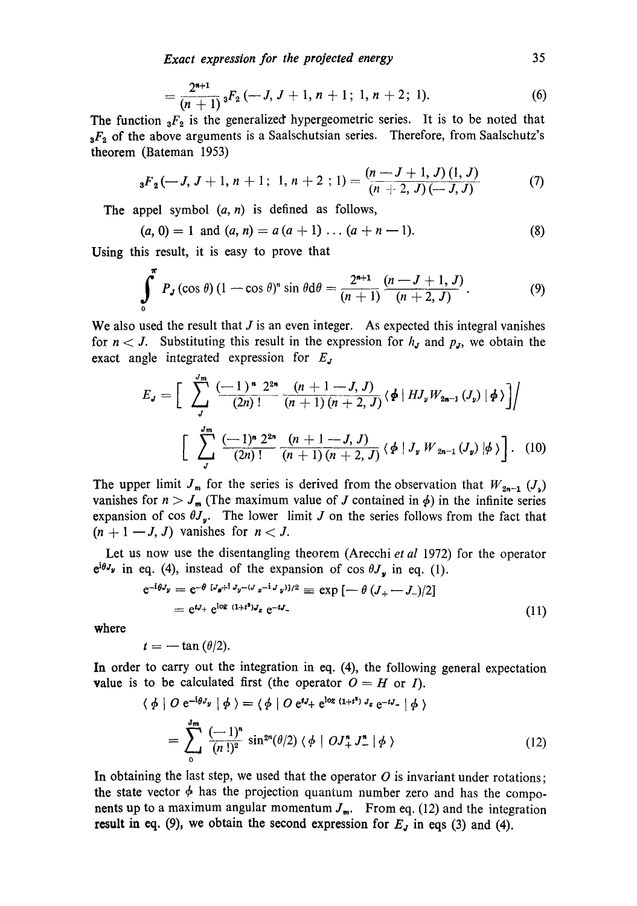$$= \frac{2^{n+1}}{(n+1)} {}_3F_2(-J, J+1, n+1;\ 1, n+2;\ 1). \tag{6}$$

The function ${}_3F_2$ is the generalized hypergeometric series. It is to be noted that ${}_3F_2$ of the above arguments is a Saalschutsian series. Therefore, from Saalschutz's theorem (Bateman 1953)

$${}_3F_2(-J, J+1, n+1;\ 1, n+2\ ;\ 1) = \frac{(n-J+1, J)(1, J)}{(n+2, J)(-J, J)} \tag{7}$$

The appel symbol $(a, n)$ is defined as follows,

$$(a, 0) = 1 \text{ and } (a, n) = a(a+1)\ldots(a+n-1). \tag{8}$$

Using this result, it is easy to prove that

$$\int_0^\pi P_J(\cos\theta)(1-\cos\theta)^n \sin\theta \mathrm{d}\theta = \frac{2^{n+1}}{(n+1)} \frac{(n-J+1, J)}{(n+2, J)}. \tag{9}$$

We also used the result that $J$ is an even integer. As expected this integral vanishes for $n < J$. Substituting this result in the expression for $h_J$ and $p_J$, we obtain the exact angle integrated expression for $E_J$

$$E_J = \left[\sum_J^{J_m} \frac{(-1)^n\, 2^{2n}}{(2n)!} \frac{(n+1-J, J)}{(n+1)(n+2, J)} \langle\phi\,|\, HJ_y W_{2n-1}(J_y)\,|\,\phi\rangle\right] \Bigg/$$

$$\left[\sum_J^{J_m} \frac{(-1)^n\, 2^{2n}}{(2n)!} \frac{(n+1-J, J)}{(n+1)(n+2, J)} \langle\phi\,|\, J_y W_{2n-1}(J_y)\,|\phi\rangle\right]. \tag{10}$$

The upper limit $J_m$ for the series is derived from the observation that $W_{2n-1}(J_y)$ vanishes for $n > J_m$ (The maximum value of $J$ contained in $\phi$) in the infinite series expansion of $\cos\theta J_y$. The lower limit $J$ on the series follows from the fact that $(n+1-J, J)$ vanishes for $n < J$.

Let us now use the disentangling theorem (Arecchi *et al* 1972) for the operator $\mathrm{e}^{\mathrm{i}\theta J_y}$ in eq. (4), instead of the expansion of $\cos\theta J_y$ in eq. (1).

$$\mathrm{e}^{-\mathrm{i}\theta J_y} = \mathrm{e}^{-\theta\,[J_x + \mathrm{i} J_y - (J_x - \mathrm{i} J_y)]/2} \equiv \exp[-\theta(J_+ - J_-)/2]$$

$$= \mathrm{e}^{tJ_+}\, \mathrm{e}^{\log(1+t^2)J_z}\, \mathrm{e}^{-tJ_-} \tag{11}$$

where

$$t = -\tan(\theta/2).$$

In order to carry out the integration in eq. (4), the following general expectation value is to be calculated first (the operator $O = H$ or $I$).

$$\langle\phi\,|\,O\,\mathrm{e}^{-\mathrm{i}\theta J_y}\,|\,\phi\rangle = \langle\phi\,|\,O\,\mathrm{e}^{tJ_+}\,\mathrm{e}^{\log(1+t^2)J_z}\,\mathrm{e}^{-tJ_-}\,|\,\phi\rangle$$

$$= \sum_0^{J_m} \frac{(-1)^n}{(n!)^2} \sin^{2n}(\theta/2)\,\langle\phi\,|\,OJ_+^n J_-^n\,|\,\phi\rangle \tag{12}$$

In obtaining the last step, we used that the operator $O$ is invariant under rotations; the state vector $\phi$ has the projection quantum number zero and has the components up to a maximum angular momentum $J_m$. From eq. (12) and the integration result in eq. (9), we obtain the second expression for $E_J$ in eqs (3) and (4).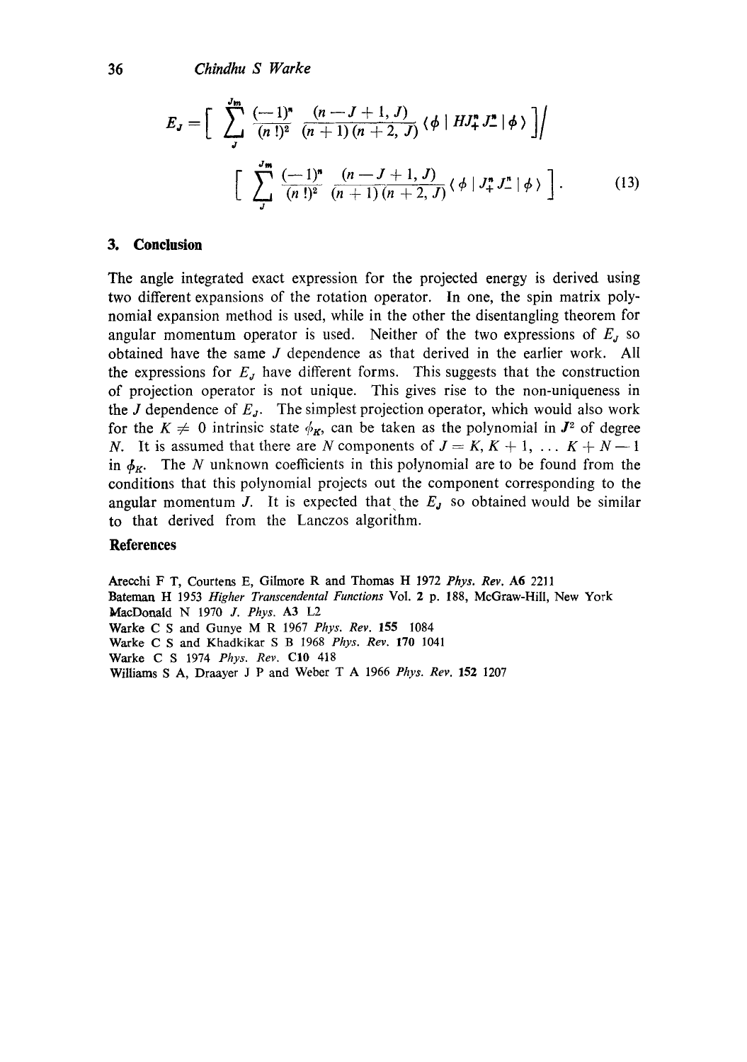$$E_J = \left[ \sum_{J}^{J_m} \frac{(-1)^n}{(n!)^2} \frac{(n - J + 1, J)}{(n+1)(n+2, J)} \langle \phi \mid H J_+^n J_-^n \mid \phi \rangle \right] \Big/$$

$$\left[ \sum_{J}^{J_m} \frac{(-1)^n}{(n!)^2} \frac{(n - J + 1, J)}{(n+1)(n+2, J)} \langle \phi \mid J_+^n J_-^n \mid \phi \rangle \right]. \tag{13}$$

## 3. Conclusion

The angle integrated exact expression for the projected energy is derived using two different expansions of the rotation operator. In one, the spin matrix polynomial expansion method is used, while in the other the disentangling theorem for angular momentum operator is used. Neither of the two expressions of $E_J$ so obtained have the same $J$ dependence as that derived in the earlier work. All the expressions for $E_J$ have different forms. This suggests that the construction of projection operator is not unique. This gives rise to the non-uniqueness in the $J$ dependence of $E_J$. The simplest projection operator, which would also work for the $K \neq 0$ intrinsic state $\phi_K$, can be taken as the polynomial in $J^2$ of degree $N$. It is assumed that there are $N$ components of $J = K, K+1, \ldots K+N-1$ in $\phi_K$. The $N$ unknown coefficients in this polynomial are to be found from the conditions that this polynomial projects out the component corresponding to the angular momentum $J$. It is expected that the $E_J$ so obtained would be similar to that derived from the Lanczos algorithm.

## References

Arecchi F T, Courtens E, Gilmore R and Thomas H 1972 *Phys. Rev.* **A6** 2211

Bateman H 1953 *Higher Transcendental Functions* Vol. **2** p. 188, McGraw-Hill, New York

MacDonald N 1970 *J. Phys.* **A3** L2

Warke C S and Gunye M R 1967 *Phys. Rev.* **155** 1084

Warke C S and Khadkikar S B 1968 *Phys. Rev.* **170** 1041

Warke C S 1974 *Phys. Rev.* **C10** 418

Williams S A, Draayer J P and Weber T A 1966 *Phys. Rev.* **152** 1207